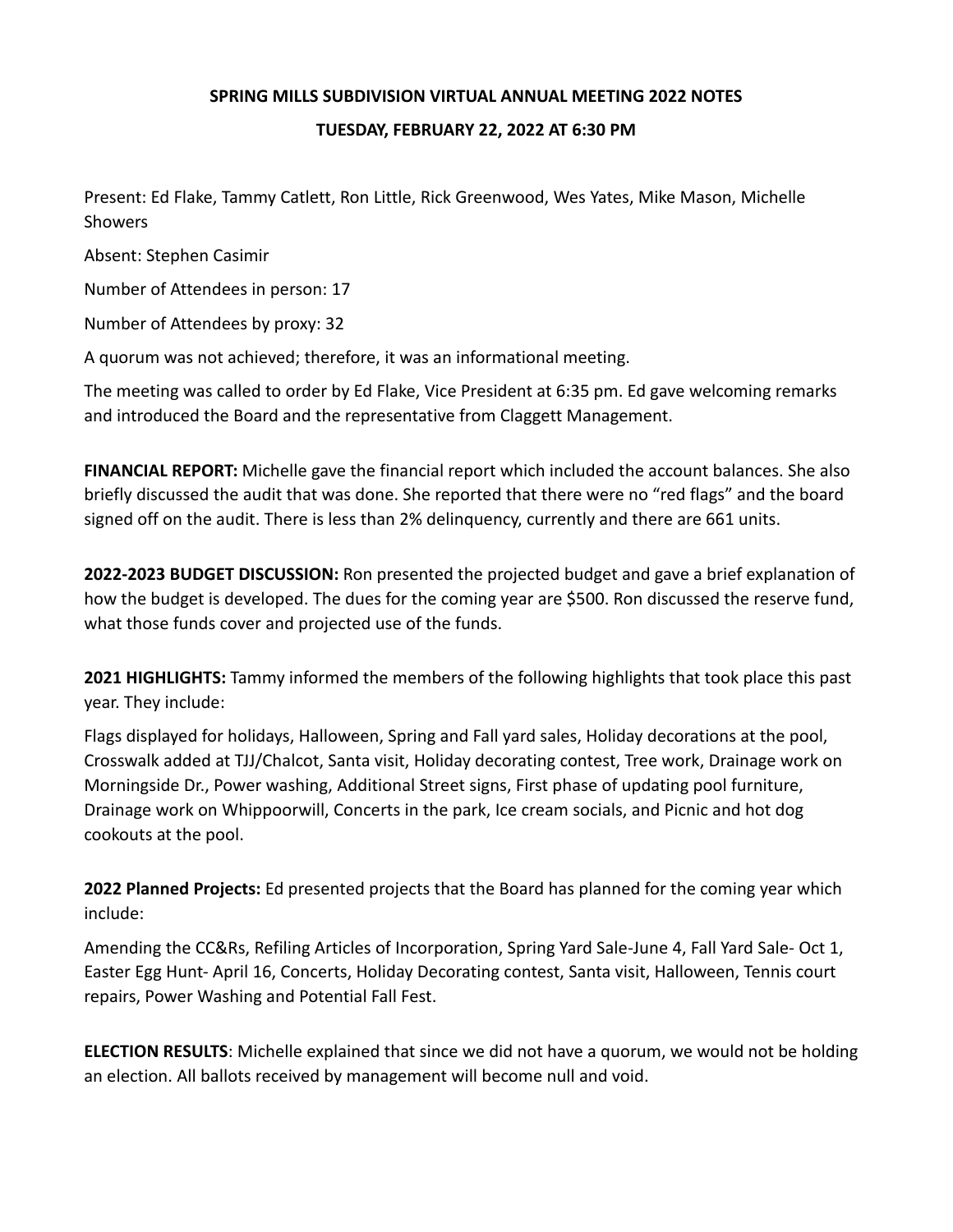# SPRING MILLS SUBDIVISION VIRTUAL ANNUAL MEETING 2022 NOTES

## TUESDAY, FEBRUARY 22, 2022 AT 6:30 PM

Present: Ed Flake, Tammy Catlett, Ron Little, Rick Greenwood, Wes Yates, Mike Mason, Michelle Showers

Absent: Stephen Casimir

Number of Attendees in person: 17

Number of Attendees by proxy: 32

A quorum was not achieved; therefore, it was an informational meeting.

The meeting was called to order by Ed Flake, Vice President at 6:35 pm. Ed gave welcoming remarks and introduced the Board and the representative from Claggett Management.

**FINANCIAL REPORT:** Michelle gave the financial report which included the account balances. She also briefly discussed the audit that was done. She reported that there were no "red flags" and the board signed off on the audit. There is less than 2% delinquency, currently and there are 661 units.

**2022-2023 BUDGET DISCUSSION:** Ron presented the projected budget and gave a brief explanation of how the budget is developed. The dues for the coming year are $500. Ron discussed the reserve fund, what those funds cover and projected use of the funds.

**2021 HIGHLIGHTS:** Tammy informed the members of the following highlights that took place this past year. They include:

Flags displayed for holidays, Halloween, Spring and Fall yard sales, Holiday decorations at the pool, Crosswalk added at TJJ/Chalcot, Santa visit, Holiday decorating contest, Tree work, Drainage work on Morningside Dr., Power washing, Additional Street signs, First phase of updating pool furniture, Drainage work on Whippoorwill, Concerts in the park, Ice cream socials, and Picnic and hot dog cookouts at the pool.

**2022 Planned Projects:** Ed presented projects that the Board has planned for the coming year which include:

Amending the CC&Rs, Refiling Articles of Incorporation, Spring Yard Sale-June 4, Fall Yard Sale- Oct 1, Easter Egg Hunt- April 16, Concerts, Holiday Decorating contest, Santa visit, Halloween, Tennis court repairs, Power Washing and Potential Fall Fest.

**ELECTION RESULTS**: Michelle explained that since we did not have a quorum, we would not be holding an election. All ballots received by management will become null and void.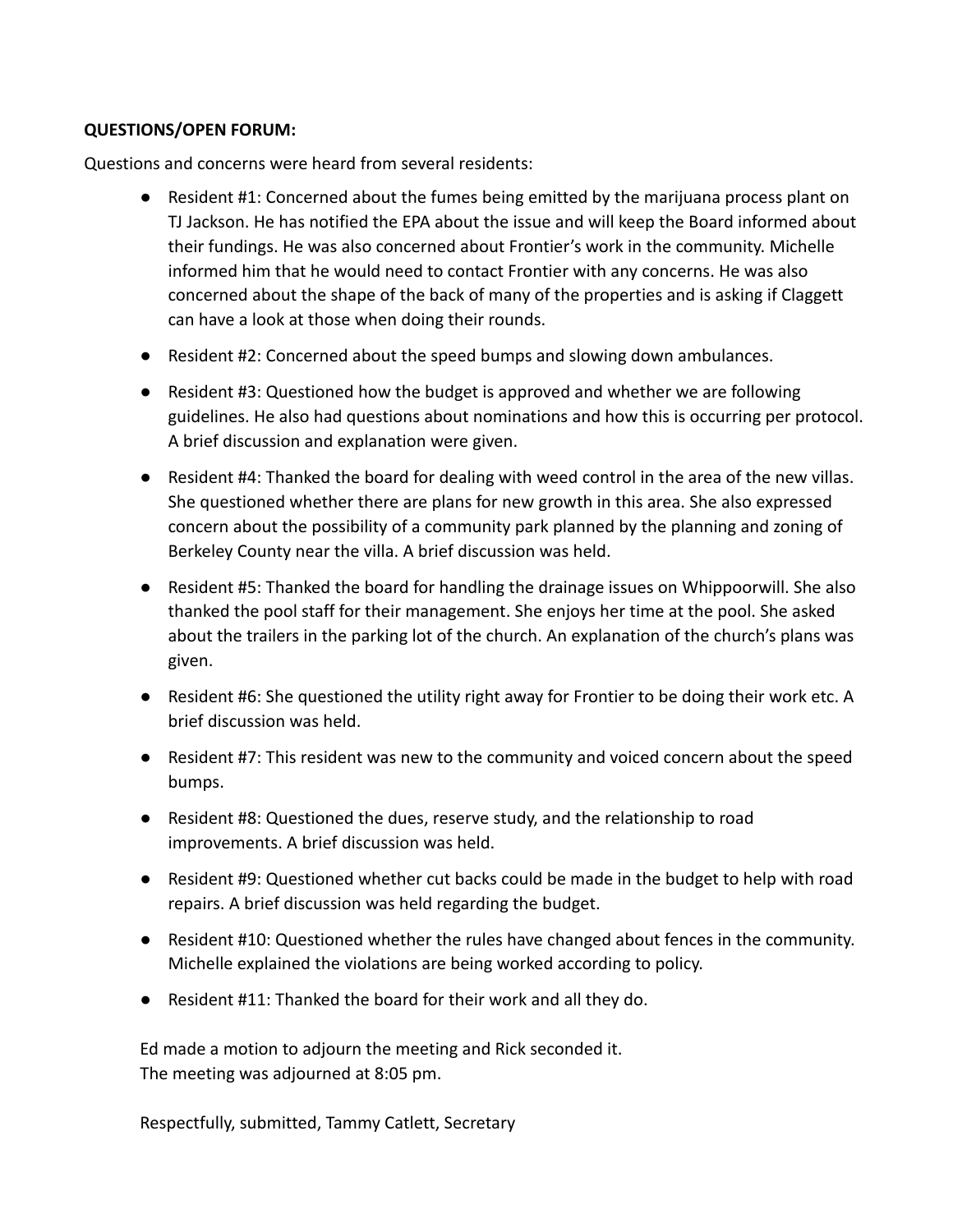**QUESTIONS/OPEN FORUM:**

Questions and concerns were heard from several residents:

- Resident #1: Concerned about the fumes being emitted by the marijuana process plant on TJ Jackson. He has notified the EPA about the issue and will keep the Board informed about their fundings. He was also concerned about Frontier's work in the community. Michelle informed him that he would need to contact Frontier with any concerns. He was also concerned about the shape of the back of many of the properties and is asking if Claggett can have a look at those when doing their rounds.
- Resident #2: Concerned about the speed bumps and slowing down ambulances.
- Resident #3: Questioned how the budget is approved and whether we are following guidelines. He also had questions about nominations and how this is occurring per protocol. A brief discussion and explanation were given.
- Resident #4: Thanked the board for dealing with weed control in the area of the new villas. She questioned whether there are plans for new growth in this area. She also expressed concern about the possibility of a community park planned by the planning and zoning of Berkeley County near the villa. A brief discussion was held.
- Resident #5: Thanked the board for handling the drainage issues on Whippoorwill. She also thanked the pool staff for their management. She enjoys her time at the pool. She asked about the trailers in the parking lot of the church. An explanation of the church's plans was given.
- Resident #6: She questioned the utility right away for Frontier to be doing their work etc. A brief discussion was held.
- Resident #7: This resident was new to the community and voiced concern about the speed bumps.
- Resident #8: Questioned the dues, reserve study, and the relationship to road improvements. A brief discussion was held.
- Resident #9: Questioned whether cut backs could be made in the budget to help with road repairs. A brief discussion was held regarding the budget.
- Resident #10: Questioned whether the rules have changed about fences in the community. Michelle explained the violations are being worked according to policy.
- Resident #11: Thanked the board for their work and all they do.

Ed made a motion to adjourn the meeting and Rick seconded it.
The meeting was adjourned at 8:05 pm.

Respectfully, submitted, Tammy Catlett, Secretary